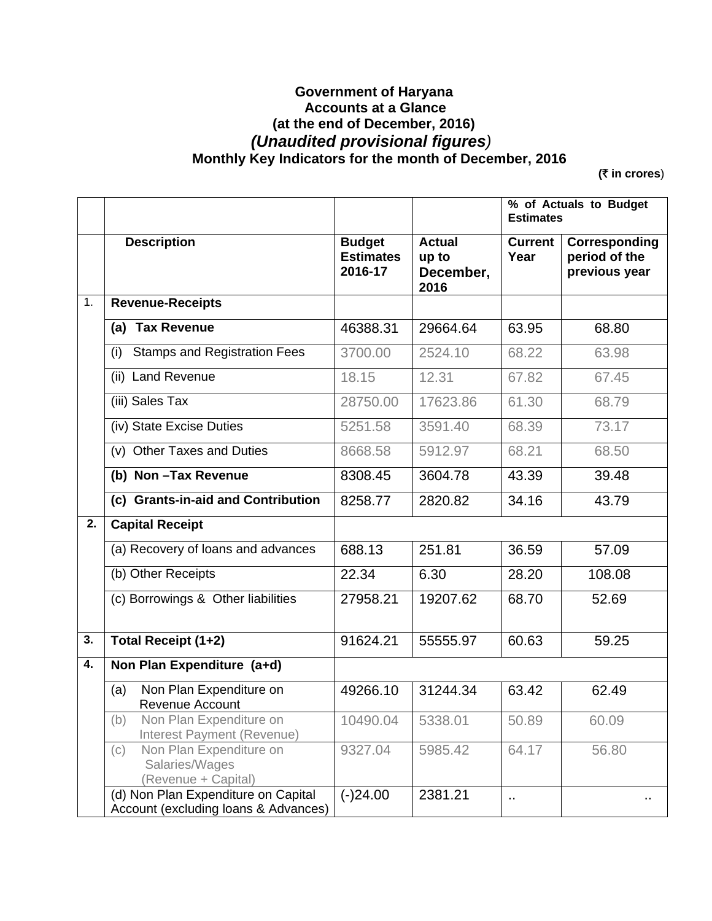**Government of Haryana**
**Accounts at a Glance**
**(at the end of December, 2016)**
***(Unaudited provisional figures)***
**Monthly Key Indicators for the month of December, 2016**

**(₹ in crores)**

| | | | | % of Actuals to Budget Estimates | |
|---|---|---|---|---|---|
| | **Description** | **Budget Estimates 2016-17** | **Actual up to December, 2016** | **Current Year** | **Corresponding period of the previous year** |
| 1. | **Revenue-Receipts** | | | | |
| | **(a) Tax Revenue** | 46388.31 | 29664.64 | 63.95 | 68.80 |
| | (i) Stamps and Registration Fees | 3700.00 | 2524.10 | 68.22 | 63.98 |
| | (ii) Land Revenue | 18.15 | 12.31 | 67.82 | 67.45 |
| | (iii) Sales Tax | 28750.00 | 17623.86 | 61.30 | 68.79 |
| | (iv) State Excise Duties | 5251.58 | 3591.40 | 68.39 | 73.17 |
| | (v) Other Taxes and Duties | 8668.58 | 5912.97 | 68.21 | 68.50 |
| | **(b) Non –Tax Revenue** | 8308.45 | 3604.78 | 43.39 | 39.48 |
| | **(c) Grants-in-aid and Contribution** | 8258.77 | 2820.82 | 34.16 | 43.79 |
| **2.** | **Capital Receipt** | | | | |
| | (a) Recovery of loans and advances | 688.13 | 251.81 | 36.59 | 57.09 |
| | (b) Other Receipts | 22.34 | 6.30 | 28.20 | 108.08 |
| | (c) Borrowings & Other liabilities | 27958.21 | 19207.62 | 68.70 | 52.69 |
| **3.** | **Total Receipt (1+2)** | 91624.21 | 55555.97 | 60.63 | 59.25 |
| **4.** | **Non Plan Expenditure (a+d)** | | | | |
| | (a) Non Plan Expenditure on Revenue Account | 49266.10 | 31244.34 | 63.42 | 62.49 |
| | (b) Non Plan Expenditure on Interest Payment (Revenue) | 10490.04 | 5338.01 | 50.89 | 60.09 |
| | (c) Non Plan Expenditure on Salaries/Wages (Revenue + Capital) | 9327.04 | 5985.42 | 64.17 | 56.80 |
| | (d) Non Plan Expenditure on Capital Account (excluding loans & Advances) | (-)24.00 | 2381.21 | .. | .. |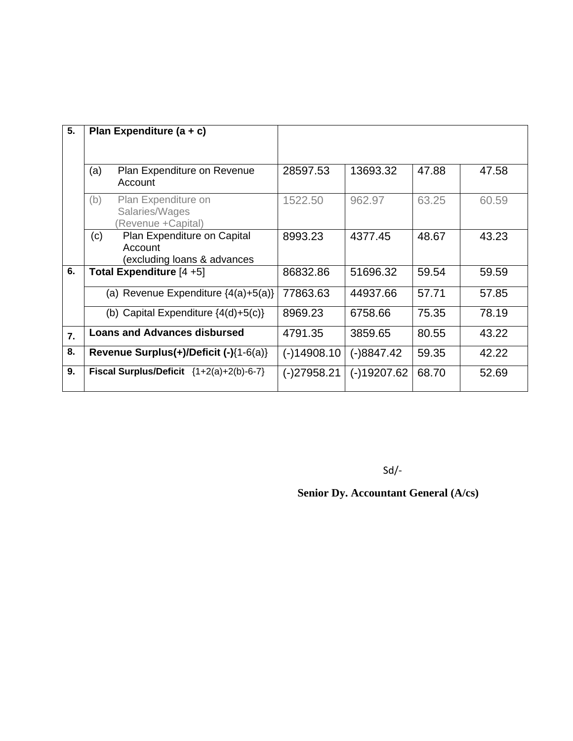| | | | | | |
|---|---|---|---|---|---|
| 5. | **Plan Expenditure (a + c)** | | | | |
| | (a) Plan Expenditure on Revenue Account | 28597.53 | 13693.32 | 47.88 | 47.58 |
| | (b) Plan Expenditure on Salaries/Wages (Revenue +Capital) | 1522.50 | 962.97 | 63.25 | 60.59 |
| | (c) Plan Expenditure on Capital Account (excluding loans & advances | 8993.23 | 4377.45 | 48.67 | 43.23 |
| 6. | **Total Expenditure** [4 +5] | 86832.86 | 51696.32 | 59.54 | 59.59 |
| | (a) Revenue Expenditure {4(a)+5(a)} | 77863.63 | 44937.66 | 57.71 | 57.85 |
| | (b) Capital Expenditure {4(d)+5(c)} | 8969.23 | 6758.66 | 75.35 | 78.19 |
| 7. | **Loans and Advances disbursed** | 4791.35 | 3859.65 | 80.55 | 43.22 |
| 8. | **Revenue Surplus(+)/Deficit (-)**{1-6(a)} | (-)14908.10 | (-)8847.42 | 59.35 | 42.22 |
| 9. | **Fiscal Surplus/Deficit** {1+2(a)+2(b)-6-7} | (-)27958.21 | (-)19207.62 | 68.70 | 52.69 |

Sd/-

**Senior Dy. Accountant General (A/cs)**